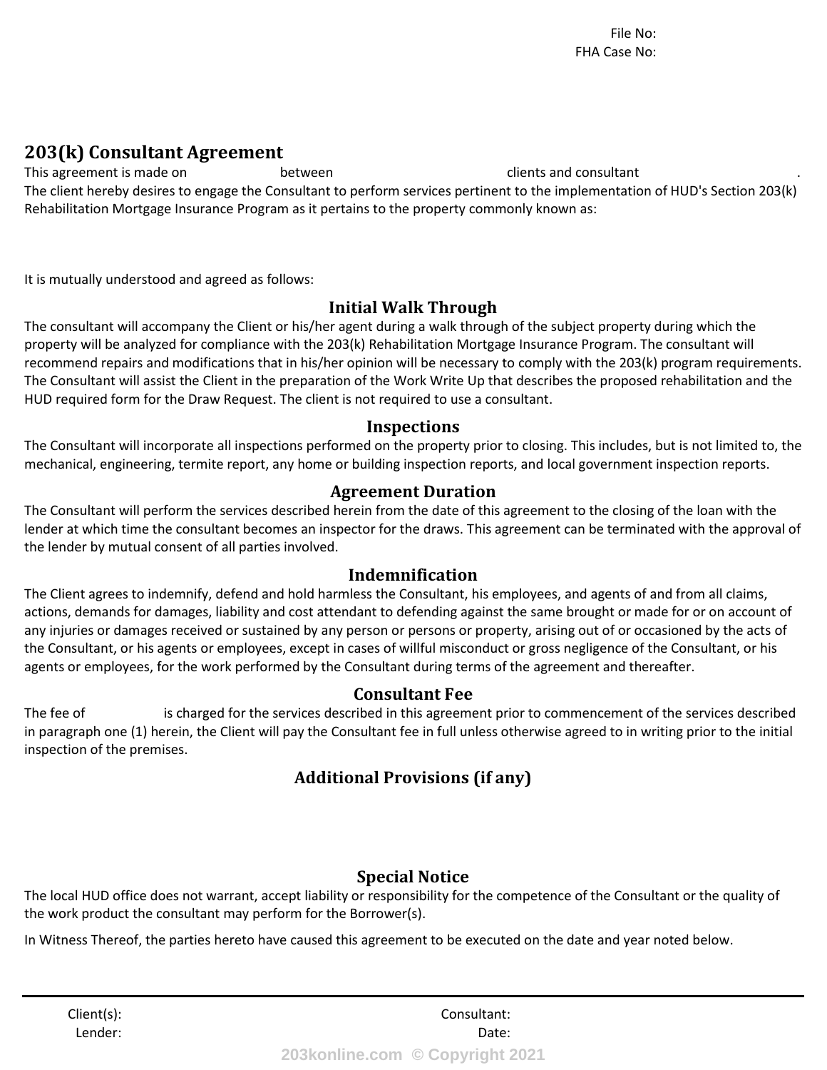File No:
FHA Case No:

# 203(k) Consultant Agreement

This agreement is made on between clients and consultant .
The client hereby desires to engage the Consultant to perform services pertinent to the implementation of HUD's Section 203(k) Rehabilitation Mortgage Insurance Program as it pertains to the property commonly known as:

It is mutually understood and agreed as follows:

## Initial Walk Through

The consultant will accompany the Client or his/her agent during a walk through of the subject property during which the property will be analyzed for compliance with the 203(k) Rehabilitation Mortgage Insurance Program. The consultant will recommend repairs and modifications that in his/her opinion will be necessary to comply with the 203(k) program requirements. The Consultant will assist the Client in the preparation of the Work Write Up that describes the proposed rehabilitation and the HUD required form for the Draw Request. The client is not required to use a consultant.

## Inspections

The Consultant will incorporate all inspections performed on the property prior to closing. This includes, but is not limited to, the mechanical, engineering, termite report, any home or building inspection reports, and local government inspection reports.

## Agreement Duration

The Consultant will perform the services described herein from the date of this agreement to the closing of the loan with the lender at which time the consultant becomes an inspector for the draws. This agreement can be terminated with the approval of the lender by mutual consent of all parties involved.

## Indemnification

The Client agrees to indemnify, defend and hold harmless the Consultant, his employees, and agents of and from all claims, actions, demands for damages, liability and cost attendant to defending against the same brought or made for or on account of any injuries or damages received or sustained by any person or persons or property, arising out of or occasioned by the acts of the Consultant, or his agents or employees, except in cases of willful misconduct or gross negligence of the Consultant, or his agents or employees, for the work performed by the Consultant during terms of the agreement and thereafter.

## Consultant Fee

The fee of is charged for the services described in this agreement prior to commencement of the services described in paragraph one (1) herein, the Client will pay the Consultant fee in full unless otherwise agreed to in writing prior to the initial inspection of the premises.

## Additional Provisions (if any)

## Special Notice

The local HUD office does not warrant, accept liability or responsibility for the competence of the Consultant or the quality of the work product the consultant may perform for the Borrower(s).

In Witness Thereof, the parties hereto have caused this agreement to be executed on the date and year noted below.

---

Client(s): Consultant:
Lender: Date:

203konline.com © Copyright 2021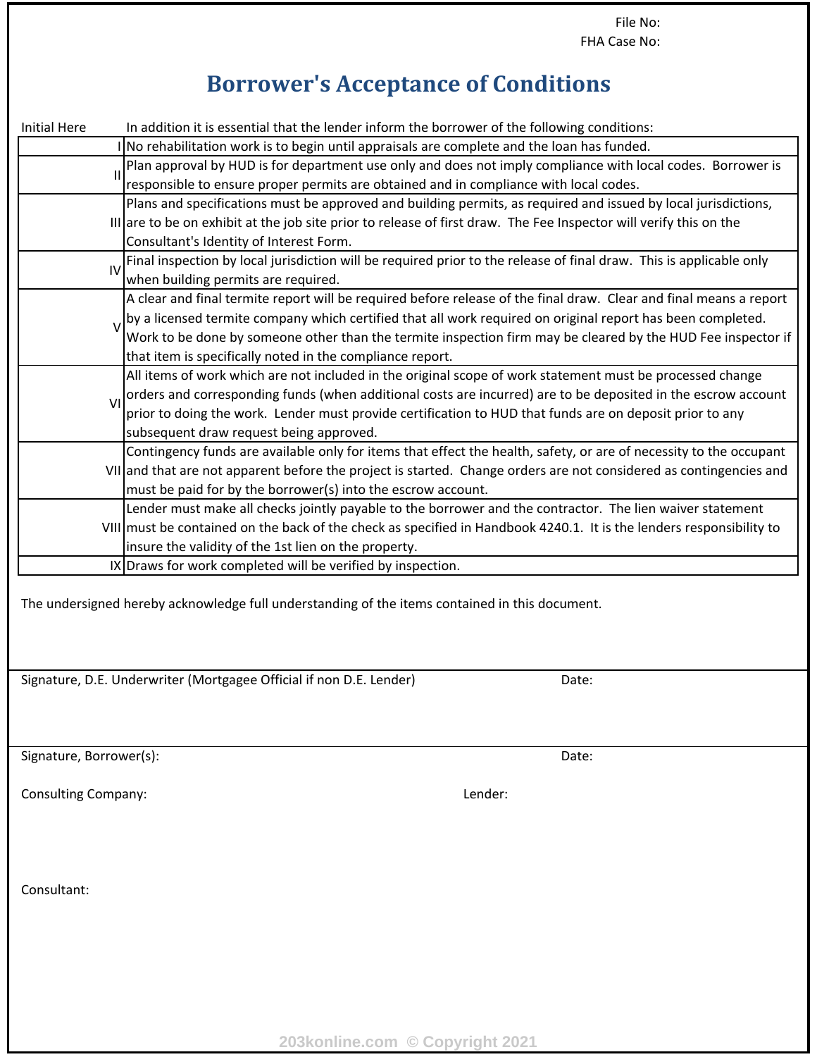File No:
FHA Case No:

# Borrower's Acceptance of Conditions

| Initial Here | In addition it is essential that the lender inform the borrower of the following conditions: |
|---:|---|
| I | No rehabilitation work is to begin until appraisals are complete and the loan has funded. |
| II | Plan approval by HUD is for department use only and does not imply compliance with local codes. Borrower is responsible to ensure proper permits are obtained and in compliance with local codes. |
| III | Plans and specifications must be approved and building permits, as required and issued by local jurisdictions, are to be on exhibit at the job site prior to release of first draw. The Fee Inspector will verify this on the Consultant's Identity of Interest Form. |
| IV | Final inspection by local jurisdiction will be required prior to the release of final draw. This is applicable only when building permits are required. |
| V | A clear and final termite report will be required before release of the final draw. Clear and final means a report by a licensed termite company which certified that all work required on original report has been completed. Work to be done by someone other than the termite inspection firm may be cleared by the HUD Fee inspector if that item is specifically noted in the compliance report. |
| VI | All items of work which are not included in the original scope of work statement must be processed change orders and corresponding funds (when additional costs are incurred) are to be deposited in the escrow account prior to doing the work. Lender must provide certification to HUD that funds are on deposit prior to any subsequent draw request being approved. |
| VII | Contingency funds are available only for items that effect the health, safety, or are of necessity to the occupant and that are not apparent before the project is started. Change orders are not considered as contingencies and must be paid for by the borrower(s) into the escrow account. |
| VIII | Lender must make all checks jointly payable to the borrower and the contractor. The lien waiver statement must be contained on the back of the check as specified in Handbook 4240.1. It is the lenders responsibility to insure the validity of the 1st lien on the property. |
| IX | Draws for work completed will be verified by inspection. |

The undersigned hereby acknowledge full understanding of the items contained in this document.

Signature, D.E. Underwriter (Mortgagee Official if non D.E. Lender) Date:

Signature, Borrower(s): Date:

Consulting Company: Lender:

Consultant:

203konline.com © Copyright 2021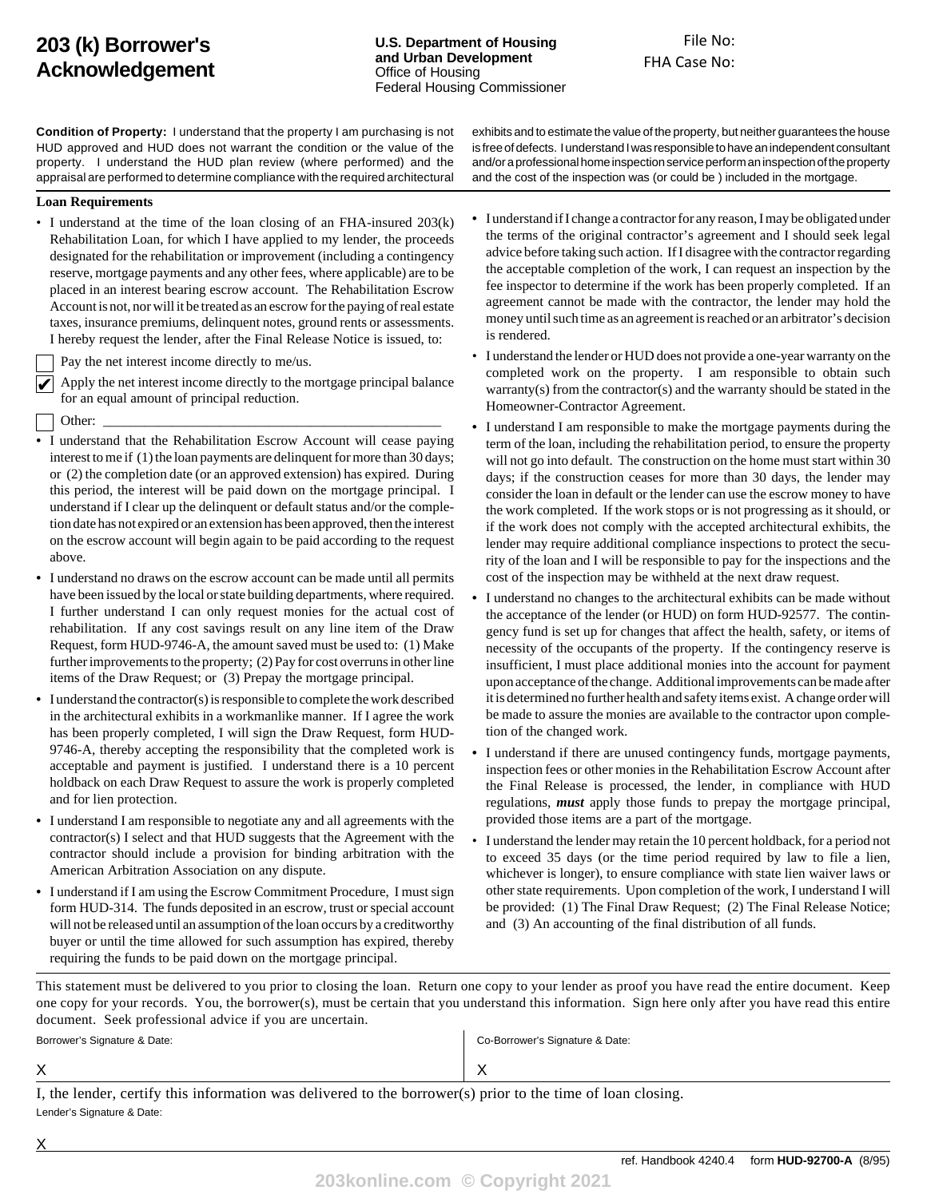# 203 (k) Borrower's Acknowledgement

**U.S. Department of Housing and Urban Development**
Office of Housing
Federal Housing Commissioner

File No:
FHA Case No:

**Condition of Property:** I understand that the property I am purchasing is not HUD approved and HUD does not warrant the condition or the value of the property. I understand the HUD plan review (where performed) and the appraisal are performed to determine compliance with the required architectural exhibits and to estimate the value of the property, but neither guarantees the house is free of defects. I understand I was responsible to have an independent consultant and/or a professional home inspection service perform an inspection of the property and the cost of the inspection was (or could be ) included in the mortgage.

**Loan Requirements**

- I understand at the time of the loan closing of an FHA-insured 203(k) Rehabilitation Loan, for which I have applied to my lender, the proceeds designated for the rehabilitation or improvement (including a contingency reserve, mortgage payments and any other fees, where applicable) are to be placed in an interest bearing escrow account. The Rehabilitation Escrow Account is not, nor will it be treated as an escrow for the paying of real estate taxes, insurance premiums, delinquent notes, ground rents or assessments. I hereby request the lender, after the Final Release Notice is issued, to:

  - [ ] Pay the net interest income directly to me/us.
  - [x] Apply the net interest income directly to the mortgage principal balance for an equal amount of principal reduction.
  - [ ] Other: ______________________________________________

- I understand that the Rehabilitation Escrow Account will cease paying interest to me if (1) the loan payments are delinquent for more than 30 days; or (2) the completion date (or an approved extension) has expired. During this period, the interest will be paid down on the mortgage principal. I understand if I clear up the delinquent or default status and/or the completion date has not expired or an extension has been approved, then the interest on the escrow account will begin again to be paid according to the request above.
- I understand no draws on the escrow account can be made until all permits have been issued by the local or state building departments, where required. I further understand I can only request monies for the actual cost of rehabilitation. If any cost savings result on any line item of the Draw Request, form HUD-9746-A, the amount saved must be used to: (1) Make further improvements to the property; (2) Pay for cost overruns in other line items of the Draw Request; or (3) Prepay the mortgage principal.
- I understand the contractor(s) is responsible to complete the work described in the architectural exhibits in a workmanlike manner. If I agree the work has been properly completed, I will sign the Draw Request, form HUD-9746-A, thereby accepting the responsibility that the completed work is acceptable and payment is justified. I understand there is a 10 percent holdback on each Draw Request to assure the work is properly completed and for lien protection.
- I understand I am responsible to negotiate any and all agreements with the contractor(s) I select and that HUD suggests that the Agreement with the contractor should include a provision for binding arbitration with the American Arbitration Association on any dispute.
- I understand if I am using the Escrow Commitment Procedure, I must sign form HUD-314. The funds deposited in an escrow, trust or special account will not be released until an assumption of the loan occurs by a creditworthy buyer or until the time allowed for such assumption has expired, thereby requiring the funds to be paid down on the mortgage principal.
- I understand if I change a contractor for any reason, I may be obligated under the terms of the original contractor's agreement and I should seek legal advice before taking such action. If I disagree with the contractor regarding the acceptable completion of the work, I can request an inspection by the fee inspector to determine if the work has been properly completed. If an agreement cannot be made with the contractor, the lender may hold the money until such time as an agreement is reached or an arbitrator's decision is rendered.
- I understand the lender or HUD does not provide a one-year warranty on the completed work on the property. I am responsible to obtain such warranty(s) from the contractor(s) and the warranty should be stated in the Homeowner-Contractor Agreement.
- I understand I am responsible to make the mortgage payments during the term of the loan, including the rehabilitation period, to ensure the property will not go into default. The construction on the home must start within 30 days; if the construction ceases for more than 30 days, the lender may consider the loan in default or the lender can use the escrow money to have the work completed. If the work stops or is not progressing as it should, or if the work does not comply with the accepted architectural exhibits, the lender may require additional compliance inspections to protect the security of the loan and I will be responsible to pay for the inspections and the cost of the inspection may be withheld at the next draw request.
- I understand no changes to the architectural exhibits can be made without the acceptance of the lender (or HUD) on form HUD-92577. The contingency fund is set up for changes that affect the health, safety, or items of necessity of the occupants of the property. If the contingency reserve is insufficient, I must place additional monies into the account for payment upon acceptance of the change. Additional improvements can be made after it is determined no further health and safety items exist. A change order will be made to assure the monies are available to the contractor upon completion of the changed work.
- I understand if there are unused contingency funds, mortgage payments, inspection fees or other monies in the Rehabilitation Escrow Account after the Final Release is processed, the lender, in compliance with HUD regulations, ***must*** apply those funds to prepay the mortgage principal, provided those items are a part of the mortgage.
- I understand the lender may retain the 10 percent holdback, for a period not to exceed 35 days (or the time period required by law to file a lien, whichever is longer), to ensure compliance with state lien waiver laws or other state requirements. Upon completion of the work, I understand I will be provided: (1) The Final Draw Request; (2) The Final Release Notice; and (3) An accounting of the final distribution of all funds.

This statement must be delivered to you prior to closing the loan. Return one copy to your lender as proof you have read the entire document. Keep one copy for your records. You, the borrower(s), must be certain that you understand this information. Sign here only after you have read this entire document. Seek professional advice if you are uncertain.

| Borrower's Signature & Date: | Co-Borrower's Signature & Date: |
|---|---|
| X | X |

I, the lender, certify this information was delivered to the borrower(s) prior to the time of loan closing.

Lender's Signature & Date:

X

ref. Handbook 4240.4 form **HUD-92700-A** (8/95)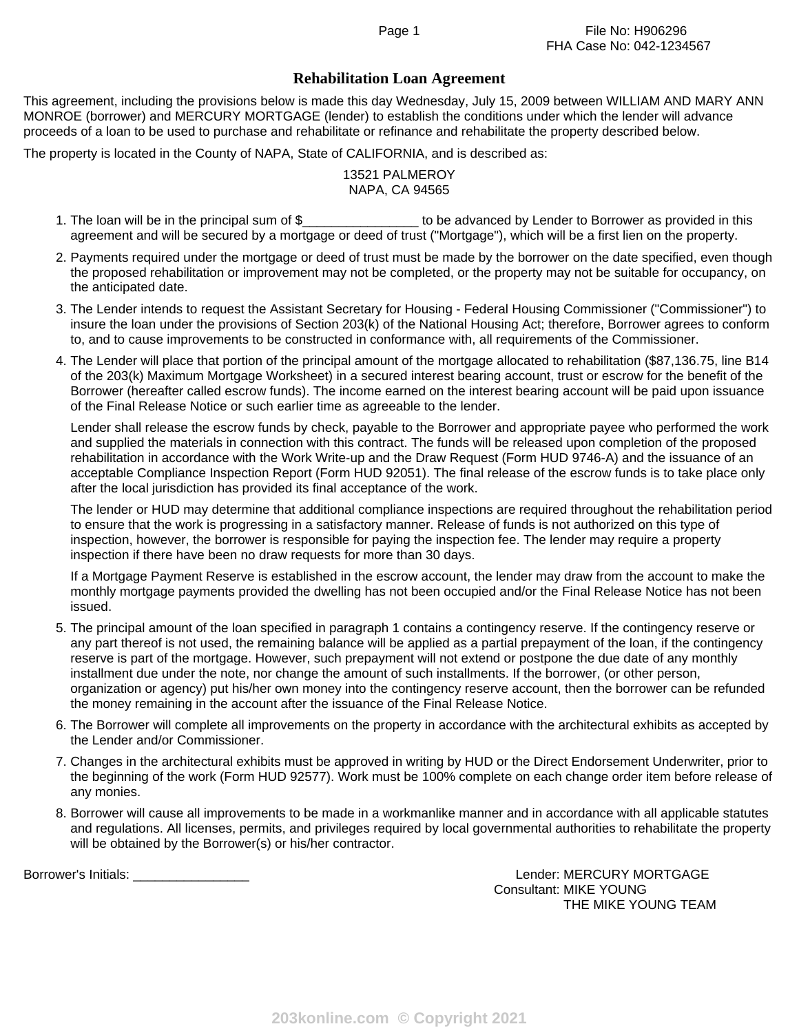File No: H906296
FHA Case No: 042-1234567

# Rehabilitation Loan Agreement

This agreement, including the provisions below is made this day Wednesday, July 15, 2009 between WILLIAM AND MARY ANN MONROE (borrower) and MERCURY MORTGAGE (lender) to establish the conditions under which the lender will advance proceeds of a loan to be used to purchase and rehabilitate or refinance and rehabilitate the property described below.

The property is located in the County of NAPA, State of CALIFORNIA, and is described as:

13521 PALMEROY
NAPA, CA 94565

1. The loan will be in the principal sum of $________________ to be advanced by Lender to Borrower as provided in this agreement and will be secured by a mortgage or deed of trust ("Mortgage"), which will be a first lien on the property.
2. Payments required under the mortgage or deed of trust must be made by the borrower on the date specified, even though the proposed rehabilitation or improvement may not be completed, or the property may not be suitable for occupancy, on the anticipated date.
3. The Lender intends to request the Assistant Secretary for Housing - Federal Housing Commissioner ("Commissioner") to insure the loan under the provisions of Section 203(k) of the National Housing Act; therefore, Borrower agrees to conform to, and to cause improvements to be constructed in conformance with, all requirements of the Commissioner.
4. The Lender will place that portion of the principal amount of the mortgage allocated to rehabilitation ($87,136.75, line B14 of the 203(k) Maximum Mortgage Worksheet) in a secured interest bearing account, trust or escrow for the benefit of the Borrower (hereafter called escrow funds). The income earned on the interest bearing account will be paid upon issuance of the Final Release Notice or such earlier time as agreeable to the lender.

   Lender shall release the escrow funds by check, payable to the Borrower and appropriate payee who performed the work and supplied the materials in connection with this contract. The funds will be released upon completion of the proposed rehabilitation in accordance with the Work Write-up and the Draw Request (Form HUD 9746-A) and the issuance of an acceptable Compliance Inspection Report (Form HUD 92051). The final release of the escrow funds is to take place only after the local jurisdiction has provided its final acceptance of the work.

   The lender or HUD may determine that additional compliance inspections are required throughout the rehabilitation period to ensure that the work is progressing in a satisfactory manner. Release of funds is not authorized on this type of inspection, however, the borrower is responsible for paying the inspection fee. The lender may require a property inspection if there have been no draw requests for more than 30 days.

   If a Mortgage Payment Reserve is established in the escrow account, the lender may draw from the account to make the monthly mortgage payments provided the dwelling has not been occupied and/or the Final Release Notice has not been issued.
5. The principal amount of the loan specified in paragraph 1 contains a contingency reserve. If the contingency reserve or any part thereof is not used, the remaining balance will be applied as a partial prepayment of the loan, if the contingency reserve is part of the mortgage. However, such prepayment will not extend or postpone the due date of any monthly installment due under the note, nor change the amount of such installments. If the borrower, (or other person, organization or agency) put his/her own money into the contingency reserve account, then the borrower can be refunded the money remaining in the account after the issuance of the Final Release Notice.
6. The Borrower will complete all improvements on the property in accordance with the architectural exhibits as accepted by the Lender and/or Commissioner.
7. Changes in the architectural exhibits must be approved in writing by HUD or the Direct Endorsement Underwriter, prior to the beginning of the work (Form HUD 92577). Work must be 100% complete on each change order item before release of any monies.
8. Borrower will cause all improvements to be made in a workmanlike manner and in accordance with all applicable statutes and regulations. All licenses, permits, and privileges required by local governmental authorities to rehabilitate the property will be obtained by the Borrower(s) or his/her contractor.

Borrower's Initials: ________________

Lender: MERCURY MORTGAGE
Consultant: MIKE YOUNG
THE MIKE YOUNG TEAM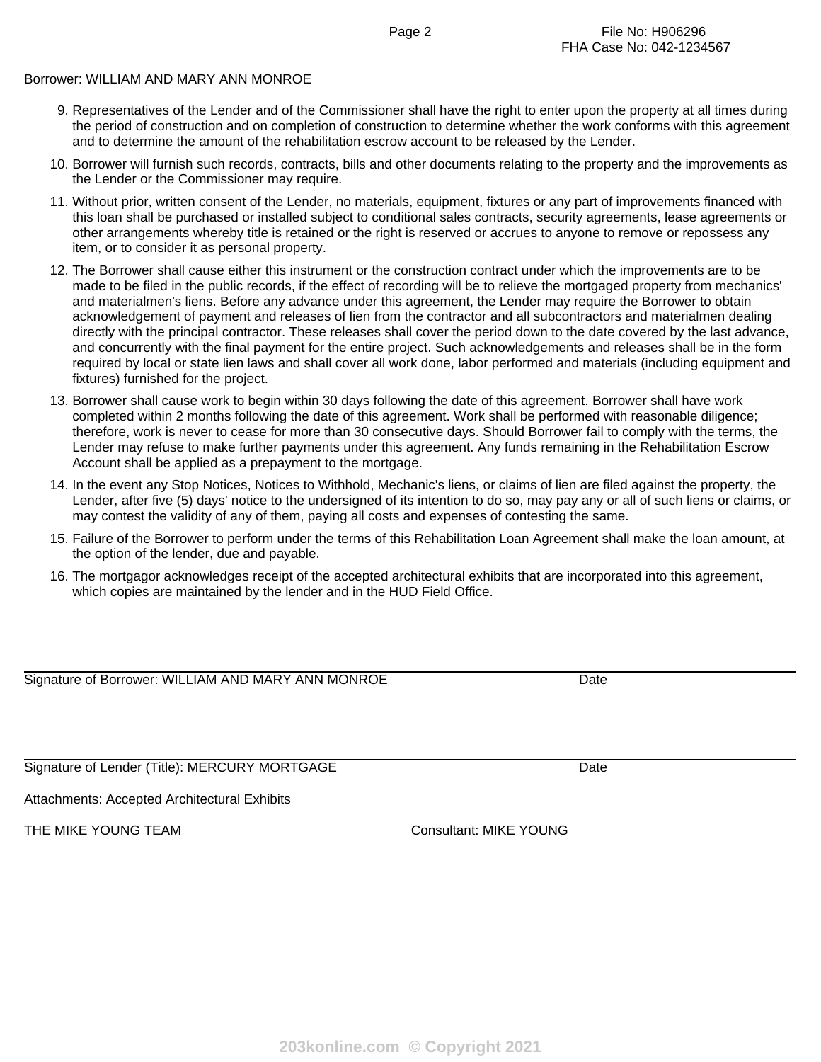File No: H906296
FHA Case No: 042-1234567

Borrower: WILLIAM AND MARY ANN MONROE

9. Representatives of the Lender and of the Commissioner shall have the right to enter upon the property at all times during the period of construction and on completion of construction to determine whether the work conforms with this agreement and to determine the amount of the rehabilitation escrow account to be released by the Lender.
10. Borrower will furnish such records, contracts, bills and other documents relating to the property and the improvements as the Lender or the Commissioner may require.
11. Without prior, written consent of the Lender, no materials, equipment, fixtures or any part of improvements financed with this loan shall be purchased or installed subject to conditional sales contracts, security agreements, lease agreements or other arrangements whereby title is retained or the right is reserved or accrues to anyone to remove or repossess any item, or to consider it as personal property.
12. The Borrower shall cause either this instrument or the construction contract under which the improvements are to be made to be filed in the public records, if the effect of recording will be to relieve the mortgaged property from mechanics' and materialmen's liens. Before any advance under this agreement, the Lender may require the Borrower to obtain acknowledgement of payment and releases of lien from the contractor and all subcontractors and materialmen dealing directly with the principal contractor. These releases shall cover the period down to the date covered by the last advance, and concurrently with the final payment for the entire project. Such acknowledgements and releases shall be in the form required by local or state lien laws and shall cover all work done, labor performed and materials (including equipment and fixtures) furnished for the project.
13. Borrower shall cause work to begin within 30 days following the date of this agreement. Borrower shall have work completed within 2 months following the date of this agreement. Work shall be performed with reasonable diligence; therefore, work is never to cease for more than 30 consecutive days. Should Borrower fail to comply with the terms, the Lender may refuse to make further payments under this agreement. Any funds remaining in the Rehabilitation Escrow Account shall be applied as a prepayment to the mortgage.
14. In the event any Stop Notices, Notices to Withhold, Mechanic's liens, or claims of lien are filed against the property, the Lender, after five (5) days' notice to the undersigned of its intention to do so, may pay any or all of such liens or claims, or may contest the validity of any of them, paying all costs and expenses of contesting the same.
15. Failure of the Borrower to perform under the terms of this Rehabilitation Loan Agreement shall make the loan amount, at the option of the lender, due and payable.
16. The mortgagor acknowledges receipt of the accepted architectural exhibits that are incorporated into this agreement, which copies are maintained by the lender and in the HUD Field Office.

---

Signature of Borrower: WILLIAM AND MARY ANN MONROE Date

---

Signature of Lender (Title): MERCURY MORTGAGE Date

Attachments: Accepted Architectural Exhibits

THE MIKE YOUNG TEAM Consultant: MIKE YOUNG

203konline.com © Copyright 2021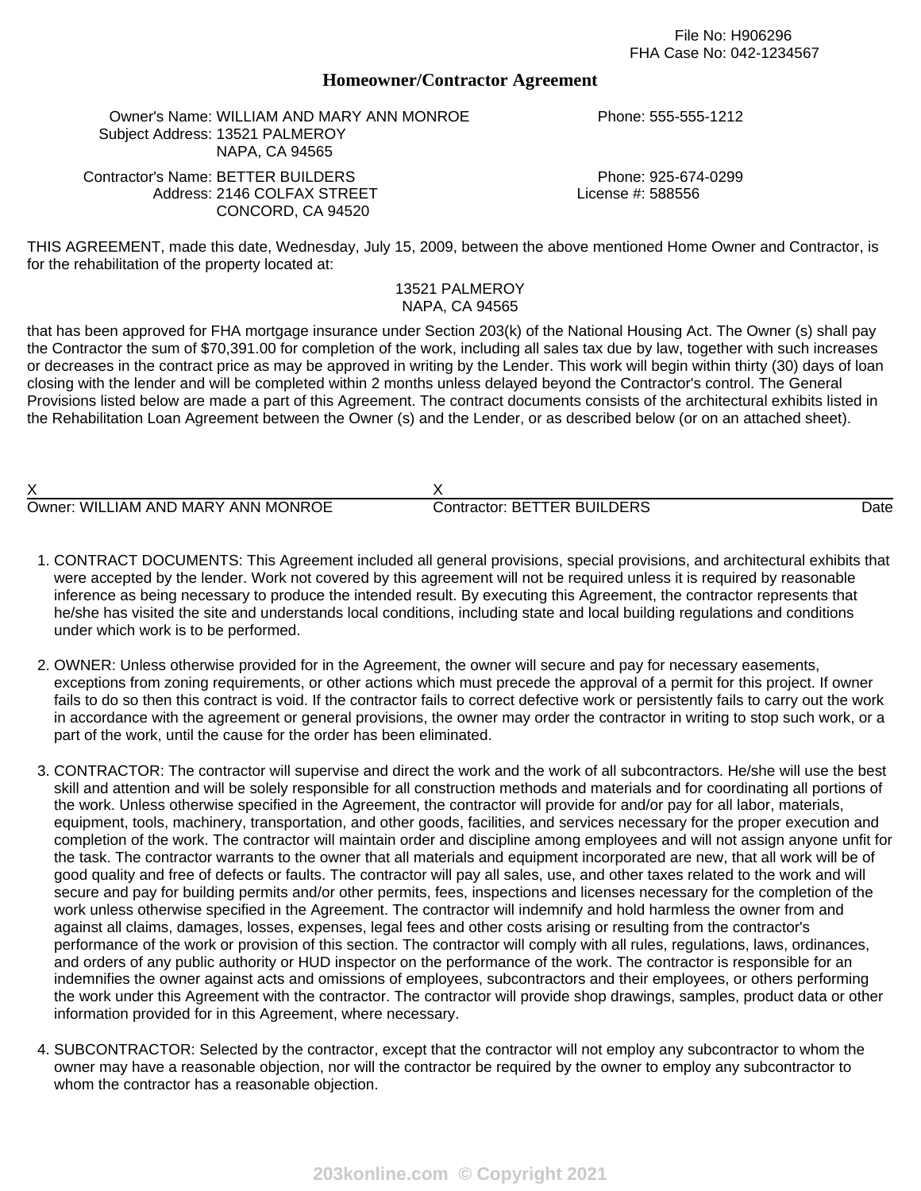File No: H906296
FHA Case No: 042-1234567

# Homeowner/Contractor Agreement

Owner's Name: WILLIAM AND MARY ANN MONROE — Phone: 555-555-1212
Subject Address: 13521 PALMEROY
NAPA, CA 94565

Contractor's Name: BETTER BUILDERS — Phone: 925-674-0299
Address: 2146 COLFAX STREET — License #: 588556
CONCORD, CA 94520

THIS AGREEMENT, made this date, Wednesday, July 15, 2009, between the above mentioned Home Owner and Contractor, is for the rehabilitation of the property located at:

13521 PALMEROY
NAPA, CA 94565

that has been approved for FHA mortgage insurance under Section 203(k) of the National Housing Act. The Owner (s) shall pay the Contractor the sum of $70,391.00 for completion of the work, including all sales tax due by law, together with such increases or decreases in the contract price as may be approved in writing by the Lender. This work will begin within thirty (30) days of loan closing with the lender and will be completed within 2 months unless delayed beyond the Contractor's control. The General Provisions listed below are made a part of this Agreement. The contract documents consists of the architectural exhibits listed in the Rehabilitation Loan Agreement between the Owner (s) and the Lender, or as described below (or on an attached sheet).

X ______________________________ X ______________________________
Owner: WILLIAM AND MARY ANN MONROE — Contractor: BETTER BUILDERS — Date

1. CONTRACT DOCUMENTS: This Agreement included all general provisions, special provisions, and architectural exhibits that were accepted by the lender. Work not covered by this agreement will not be required unless it is required by reasonable inference as being necessary to produce the intended result. By executing this Agreement, the contractor represents that he/she has visited the site and understands local conditions, including state and local building regulations and conditions under which work is to be performed.

2. OWNER: Unless otherwise provided for in the Agreement, the owner will secure and pay for necessary easements, exceptions from zoning requirements, or other actions which must precede the approval of a permit for this project. If owner fails to do so then this contract is void. If the contractor fails to correct defective work or persistently fails to carry out the work in accordance with the agreement or general provisions, the owner may order the contractor in writing to stop such work, or a part of the work, until the cause for the order has been eliminated.

3. CONTRACTOR: The contractor will supervise and direct the work and the work of all subcontractors. He/she will use the best skill and attention and will be solely responsible for all construction methods and materials and for coordinating all portions of the work. Unless otherwise specified in the Agreement, the contractor will provide for and/or pay for all labor, materials, equipment, tools, machinery, transportation, and other goods, facilities, and services necessary for the proper execution and completion of the work. The contractor will maintain order and discipline among employees and will not assign anyone unfit for the task. The contractor warrants to the owner that all materials and equipment incorporated are new, that all work will be of good quality and free of defects or faults. The contractor will pay all sales, use, and other taxes related to the work and will secure and pay for building permits and/or other permits, fees, inspections and licenses necessary for the completion of the work unless otherwise specified in the Agreement. The contractor will indemnify and hold harmless the owner from and against all claims, damages, losses, expenses, legal fees and other costs arising or resulting from the contractor's performance of the work or provision of this section. The contractor will comply with all rules, regulations, laws, ordinances, and orders of any public authority or HUD inspector on the performance of the work. The contractor is responsible for an indemnifies the owner against acts and omissions of employees, subcontractors and their employees, or others performing the work under this Agreement with the contractor. The contractor will provide shop drawings, samples, product data or other information provided for in this Agreement, where necessary.

4. SUBCONTRACTOR: Selected by the contractor, except that the contractor will not employ any subcontractor to whom the owner may have a reasonable objection, nor will the contractor be required by the owner to employ any subcontractor to whom the contractor has a reasonable objection.

203konline.com © Copyright 2021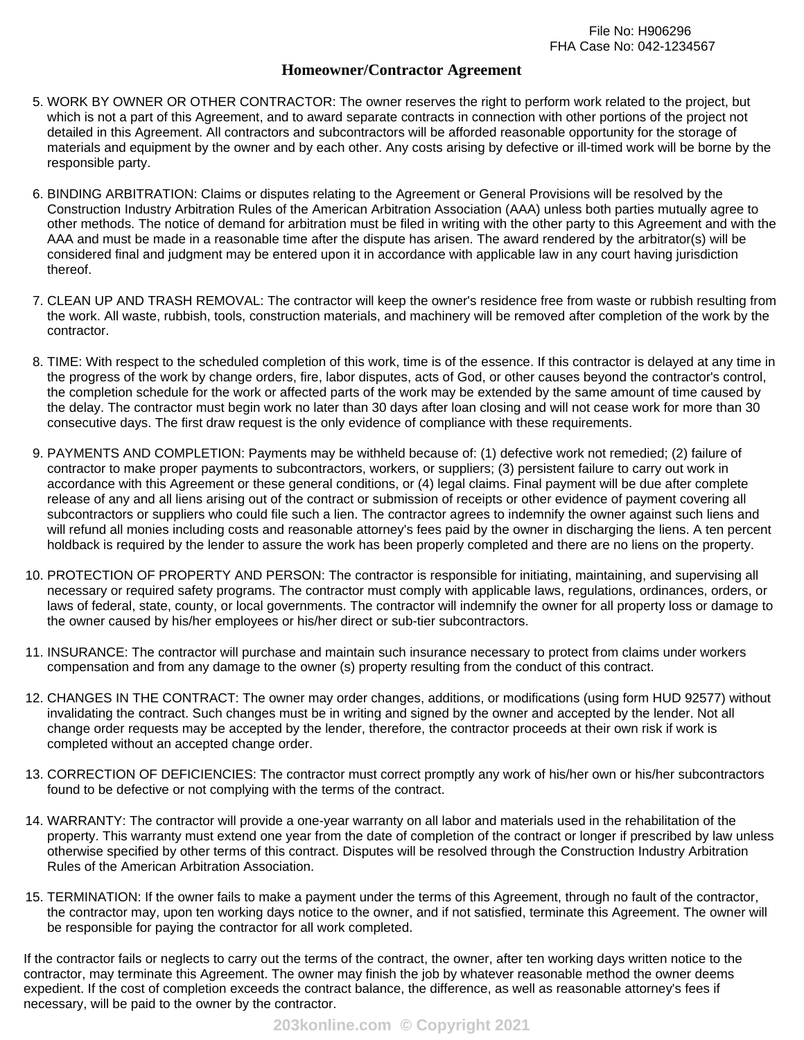File No: H906296
FHA Case No: 042-1234567

# Homeowner/Contractor Agreement

5. WORK BY OWNER OR OTHER CONTRACTOR: The owner reserves the right to perform work related to the project, but which is not a part of this Agreement, and to award separate contracts in connection with other portions of the project not detailed in this Agreement. All contractors and subcontractors will be afforded reasonable opportunity for the storage of materials and equipment by the owner and by each other. Any costs arising by defective or ill-timed work will be borne by the responsible party.

6. BINDING ARBITRATION: Claims or disputes relating to the Agreement or General Provisions will be resolved by the Construction Industry Arbitration Rules of the American Arbitration Association (AAA) unless both parties mutually agree to other methods. The notice of demand for arbitration must be filed in writing with the other party to this Agreement and with the AAA and must be made in a reasonable time after the dispute has arisen. The award rendered by the arbitrator(s) will be considered final and judgment may be entered upon it in accordance with applicable law in any court having jurisdiction thereof.

7. CLEAN UP AND TRASH REMOVAL: The contractor will keep the owner's residence free from waste or rubbish resulting from the work. All waste, rubbish, tools, construction materials, and machinery will be removed after completion of the work by the contractor.

8. TIME: With respect to the scheduled completion of this work, time is of the essence. If this contractor is delayed at any time in the progress of the work by change orders, fire, labor disputes, acts of God, or other causes beyond the contractor's control, the completion schedule for the work or affected parts of the work may be extended by the same amount of time caused by the delay. The contractor must begin work no later than 30 days after loan closing and will not cease work for more than 30 consecutive days. The first draw request is the only evidence of compliance with these requirements.

9. PAYMENTS AND COMPLETION: Payments may be withheld because of: (1) defective work not remedied; (2) failure of contractor to make proper payments to subcontractors, workers, or suppliers; (3) persistent failure to carry out work in accordance with this Agreement or these general conditions, or (4) legal claims. Final payment will be due after complete release of any and all liens arising out of the contract or submission of receipts or other evidence of payment covering all subcontractors or suppliers who could file such a lien. The contractor agrees to indemnify the owner against such liens and will refund all monies including costs and reasonable attorney's fees paid by the owner in discharging the liens. A ten percent holdback is required by the lender to assure the work has been properly completed and there are no liens on the property.

10. PROTECTION OF PROPERTY AND PERSON: The contractor is responsible for initiating, maintaining, and supervising all necessary or required safety programs. The contractor must comply with applicable laws, regulations, ordinances, orders, or laws of federal, state, county, or local governments. The contractor will indemnify the owner for all property loss or damage to the owner caused by his/her employees or his/her direct or sub-tier subcontractors.

11. INSURANCE: The contractor will purchase and maintain such insurance necessary to protect from claims under workers compensation and from any damage to the owner (s) property resulting from the conduct of this contract.

12. CHANGES IN THE CONTRACT: The owner may order changes, additions, or modifications (using form HUD 92577) without invalidating the contract. Such changes must be in writing and signed by the owner and accepted by the lender. Not all change order requests may be accepted by the lender, therefore, the contractor proceeds at their own risk if work is completed without an accepted change order.

13. CORRECTION OF DEFICIENCIES: The contractor must correct promptly any work of his/her own or his/her subcontractors found to be defective or not complying with the terms of the contract.

14. WARRANTY: The contractor will provide a one-year warranty on all labor and materials used in the rehabilitation of the property. This warranty must extend one year from the date of completion of the contract or longer if prescribed by law unless otherwise specified by other terms of this contract. Disputes will be resolved through the Construction Industry Arbitration Rules of the American Arbitration Association.

15. TERMINATION: If the owner fails to make a payment under the terms of this Agreement, through no fault of the contractor, the contractor may, upon ten working days notice to the owner, and if not satisfied, terminate this Agreement. The owner will be responsible for paying the contractor for all work completed.

If the contractor fails or neglects to carry out the terms of the contract, the owner, after ten working days written notice to the contractor, may terminate this Agreement. The owner may finish the job by whatever reasonable method the owner deems expedient. If the cost of completion exceeds the contract balance, the difference, as well as reasonable attorney's fees if necessary, will be paid to the owner by the contractor.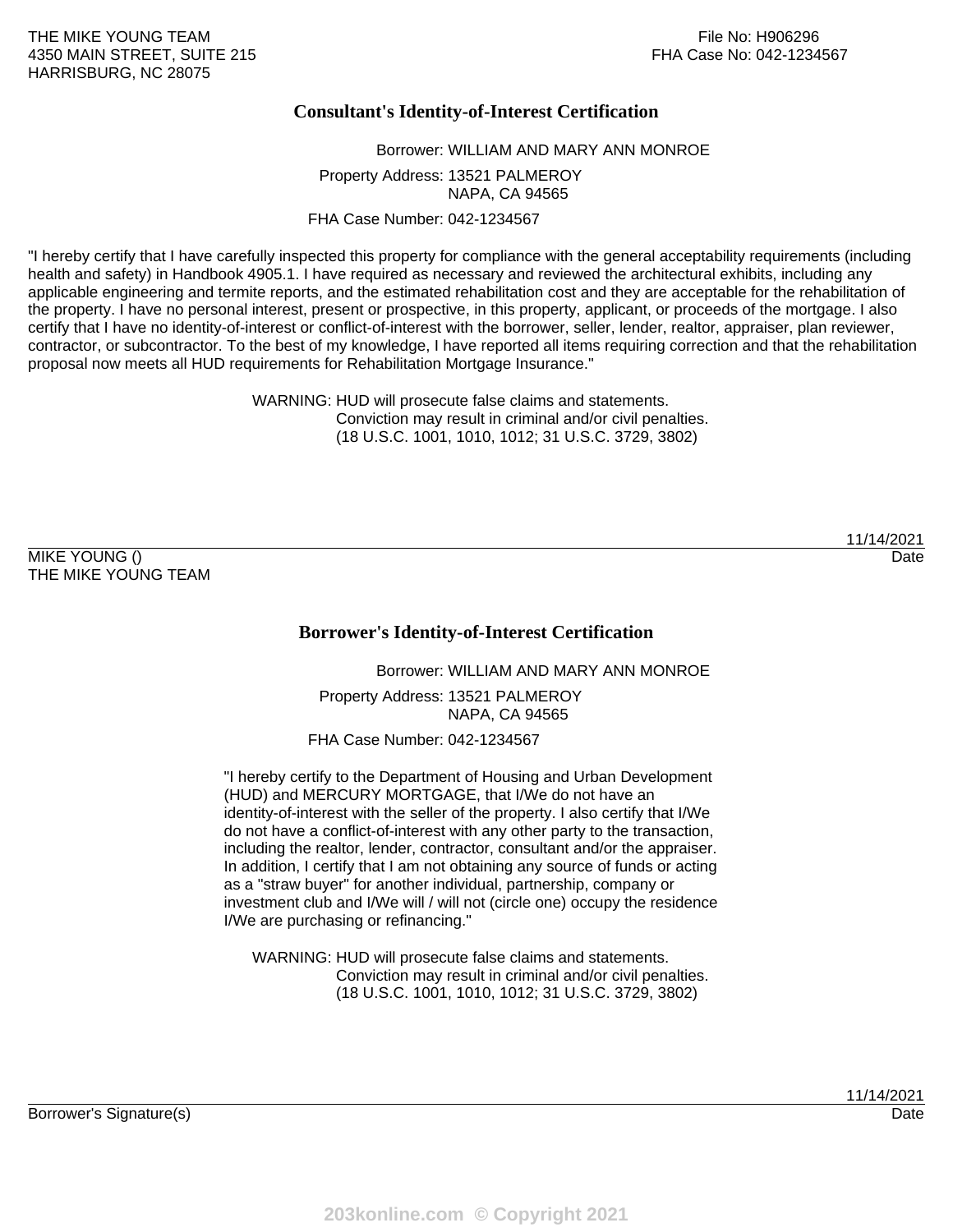THE MIKE YOUNG TEAM
4350 MAIN STREET, SUITE 215
HARRISBURG, NC 28075

File No: H906296
FHA Case No: 042-1234567

## Consultant's Identity-of-Interest Certification

Borrower: WILLIAM AND MARY ANN MONROE

Property Address: 13521 PALMEROY
NAPA, CA 94565

FHA Case Number: 042-1234567

"I hereby certify that I have carefully inspected this property for compliance with the general acceptability requirements (including health and safety) in Handbook 4905.1. I have required as necessary and reviewed the architectural exhibits, including any applicable engineering and termite reports, and the estimated rehabilitation cost and they are acceptable for the rehabilitation of the property. I have no personal interest, present or prospective, in this property, applicant, or proceeds of the mortgage. I also certify that I have no identity-of-interest or conflict-of-interest with the borrower, seller, lender, realtor, appraiser, plan reviewer, contractor, or subcontractor. To the best of my knowledge, I have reported all items requiring correction and that the rehabilitation proposal now meets all HUD requirements for Rehabilitation Mortgage Insurance."

WARNING: HUD will prosecute false claims and statements.
Conviction may result in criminal and/or civil penalties.
(18 U.S.C. 1001, 1010, 1012; 31 U.S.C. 3729, 3802)

MIKE YOUNG ()
THE MIKE YOUNG TEAM

11/14/2021
Date

## Borrower's Identity-of-Interest Certification

Borrower: WILLIAM AND MARY ANN MONROE

Property Address: 13521 PALMEROY
NAPA, CA 94565

FHA Case Number: 042-1234567

"I hereby certify to the Department of Housing and Urban Development (HUD) and MERCURY MORTGAGE, that I/We do not have an identity-of-interest with the seller of the property. I also certify that I/We do not have a conflict-of-interest with any other party to the transaction, including the realtor, lender, contractor, consultant and/or the appraiser. In addition, I certify that I am not obtaining any source of funds or acting as a "straw buyer" for another individual, partnership, company or investment club and I/We will / will not (circle one) occupy the residence I/We are purchasing or refinancing."

WARNING: HUD will prosecute false claims and statements.
Conviction may result in criminal and/or civil penalties.
(18 U.S.C. 1001, 1010, 1012; 31 U.S.C. 3729, 3802)

Borrower's Signature(s)

11/14/2021
Date